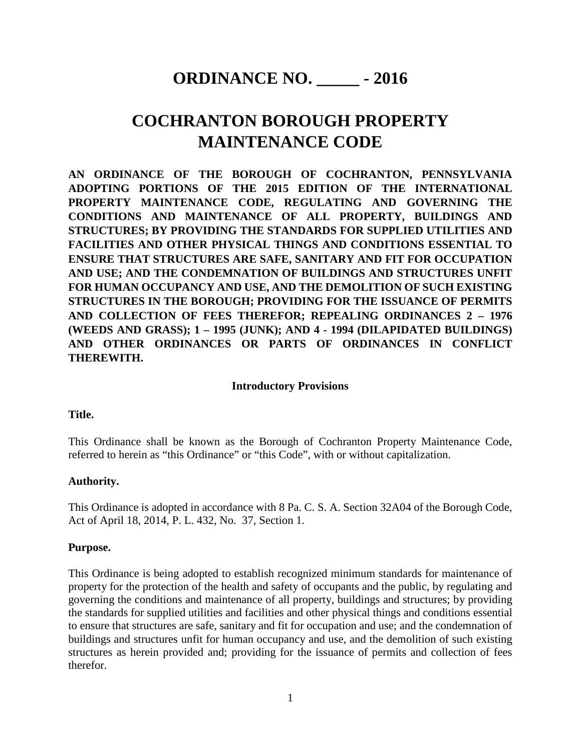# ORDINANCE NO. _____ - 2016

# COCHRANTON BOROUGH PROPERTY MAINTENANCE CODE

**AN ORDINANCE OF THE BOROUGH OF COCHRANTON, PENNSYLVANIA ADOPTING PORTIONS OF THE 2015 EDITION OF THE INTERNATIONAL PROPERTY MAINTENANCE CODE, REGULATING AND GOVERNING THE CONDITIONS AND MAINTENANCE OF ALL PROPERTY, BUILDINGS AND STRUCTURES; BY PROVIDING THE STANDARDS FOR SUPPLIED UTILITIES AND FACILITIES AND OTHER PHYSICAL THINGS AND CONDITIONS ESSENTIAL TO ENSURE THAT STRUCTURES ARE SAFE, SANITARY AND FIT FOR OCCUPATION AND USE; AND THE CONDEMNATION OF BUILDINGS AND STRUCTURES UNFIT FOR HUMAN OCCUPANCY AND USE, AND THE DEMOLITION OF SUCH EXISTING STRUCTURES IN THE BOROUGH; PROVIDING FOR THE ISSUANCE OF PERMITS AND COLLECTION OF FEES THEREFOR; REPEALING ORDINANCES 2 – 1976 (WEEDS AND GRASS); 1 – 1995 (JUNK); AND 4 - 1994 (DILAPIDATED BUILDINGS) AND OTHER ORDINANCES OR PARTS OF ORDINANCES IN CONFLICT THEREWITH.**

### Introductory Provisions

**Title.**

This Ordinance shall be known as the Borough of Cochranton Property Maintenance Code, referred to herein as "this Ordinance" or "this Code", with or without capitalization.

**Authority.**

This Ordinance is adopted in accordance with 8 Pa. C. S. A. Section 32A04 of the Borough Code, Act of April 18, 2014, P. L. 432, No. 37, Section 1.

**Purpose.**

This Ordinance is being adopted to establish recognized minimum standards for maintenance of property for the protection of the health and safety of occupants and the public, by regulating and governing the conditions and maintenance of all property, buildings and structures; by providing the standards for supplied utilities and facilities and other physical things and conditions essential to ensure that structures are safe, sanitary and fit for occupation and use; and the condemnation of buildings and structures unfit for human occupancy and use, and the demolition of such existing structures as herein provided and; providing for the issuance of permits and collection of fees therefor.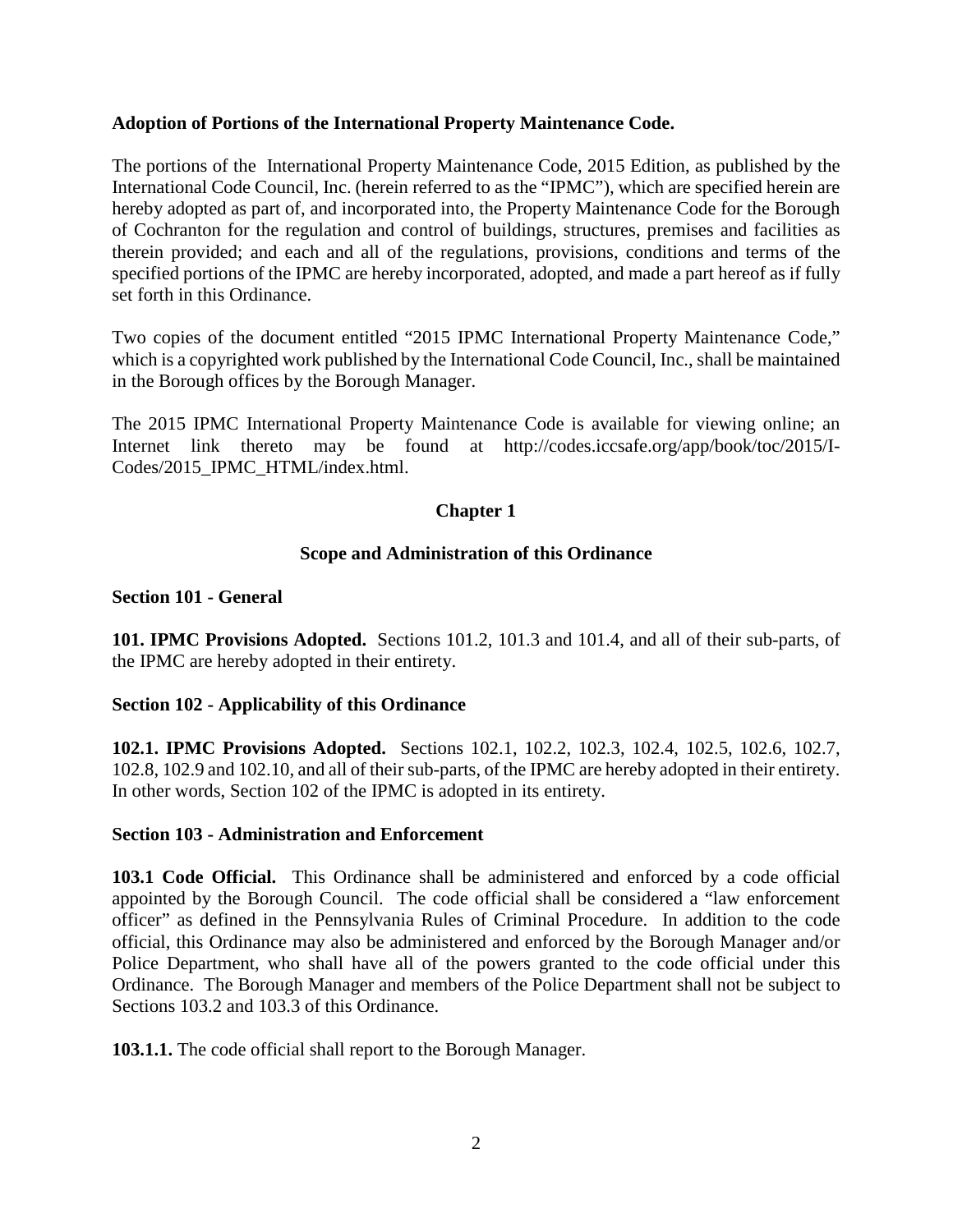**Adoption of Portions of the International Property Maintenance Code.**

The portions of the International Property Maintenance Code, 2015 Edition, as published by the International Code Council, Inc. (herein referred to as the "IPMC"), which are specified herein are hereby adopted as part of, and incorporated into, the Property Maintenance Code for the Borough of Cochranton for the regulation and control of buildings, structures, premises and facilities as therein provided; and each and all of the regulations, provisions, conditions and terms of the specified portions of the IPMC are hereby incorporated, adopted, and made a part hereof as if fully set forth in this Ordinance.

Two copies of the document entitled "2015 IPMC International Property Maintenance Code," which is a copyrighted work published by the International Code Council, Inc., shall be maintained in the Borough offices by the Borough Manager.

The 2015 IPMC International Property Maintenance Code is available for viewing online; an Internet link thereto may be found at http://codes.iccsafe.org/app/book/toc/2015/I-Codes/2015_IPMC_HTML/index.html.

## Chapter 1

## Scope and Administration of this Ordinance

### Section 101 - General

**101. IPMC Provisions Adopted.** Sections 101.2, 101.3 and 101.4, and all of their sub-parts, of the IPMC are hereby adopted in their entirety.

### Section 102 - Applicability of this Ordinance

**102.1. IPMC Provisions Adopted.** Sections 102.1, 102.2, 102.3, 102.4, 102.5, 102.6, 102.7, 102.8, 102.9 and 102.10, and all of their sub-parts, of the IPMC are hereby adopted in their entirety. In other words, Section 102 of the IPMC is adopted in its entirety.

### Section 103 - Administration and Enforcement

**103.1 Code Official.** This Ordinance shall be administered and enforced by a code official appointed by the Borough Council. The code official shall be considered a "law enforcement officer" as defined in the Pennsylvania Rules of Criminal Procedure. In addition to the code official, this Ordinance may also be administered and enforced by the Borough Manager and/or Police Department, who shall have all of the powers granted to the code official under this Ordinance. The Borough Manager and members of the Police Department shall not be subject to Sections 103.2 and 103.3 of this Ordinance.

**103.1.1.** The code official shall report to the Borough Manager.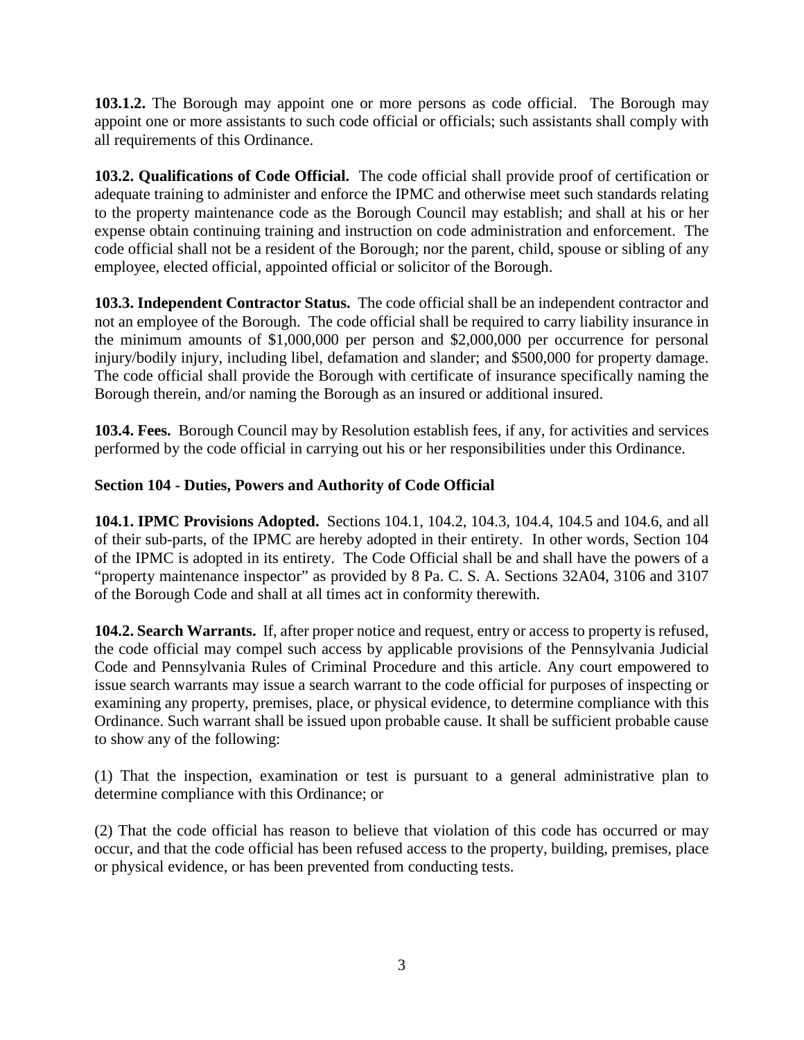**103.1.2.** The Borough may appoint one or more persons as code official. The Borough may appoint one or more assistants to such code official or officials; such assistants shall comply with all requirements of this Ordinance.

**103.2. Qualifications of Code Official.** The code official shall provide proof of certification or adequate training to administer and enforce the IPMC and otherwise meet such standards relating to the property maintenance code as the Borough Council may establish; and shall at his or her expense obtain continuing training and instruction on code administration and enforcement. The code official shall not be a resident of the Borough; nor the parent, child, spouse or sibling of any employee, elected official, appointed official or solicitor of the Borough.

**103.3. Independent Contractor Status.** The code official shall be an independent contractor and not an employee of the Borough. The code official shall be required to carry liability insurance in the minimum amounts of $1,000,000 per person and $2,000,000 per occurrence for personal injury/bodily injury, including libel, defamation and slander; and $500,000 for property damage. The code official shall provide the Borough with certificate of insurance specifically naming the Borough therein, and/or naming the Borough as an insured or additional insured.

**103.4. Fees.** Borough Council may by Resolution establish fees, if any, for activities and services performed by the code official in carrying out his or her responsibilities under this Ordinance.

**Section 104 - Duties, Powers and Authority of Code Official**

**104.1. IPMC Provisions Adopted.** Sections 104.1, 104.2, 104.3, 104.4, 104.5 and 104.6, and all of their sub-parts, of the IPMC are hereby adopted in their entirety. In other words, Section 104 of the IPMC is adopted in its entirety. The Code Official shall be and shall have the powers of a "property maintenance inspector" as provided by 8 Pa. C. S. A. Sections 32A04, 3106 and 3107 of the Borough Code and shall at all times act in conformity therewith.

**104.2. Search Warrants.** If, after proper notice and request, entry or access to property is refused, the code official may compel such access by applicable provisions of the Pennsylvania Judicial Code and Pennsylvania Rules of Criminal Procedure and this article. Any court empowered to issue search warrants may issue a search warrant to the code official for purposes of inspecting or examining any property, premises, place, or physical evidence, to determine compliance with this Ordinance. Such warrant shall be issued upon probable cause. It shall be sufficient probable cause to show any of the following:

(1) That the inspection, examination or test is pursuant to a general administrative plan to determine compliance with this Ordinance; or

(2) That the code official has reason to believe that violation of this code has occurred or may occur, and that the code official has been refused access to the property, building, premises, place or physical evidence, or has been prevented from conducting tests.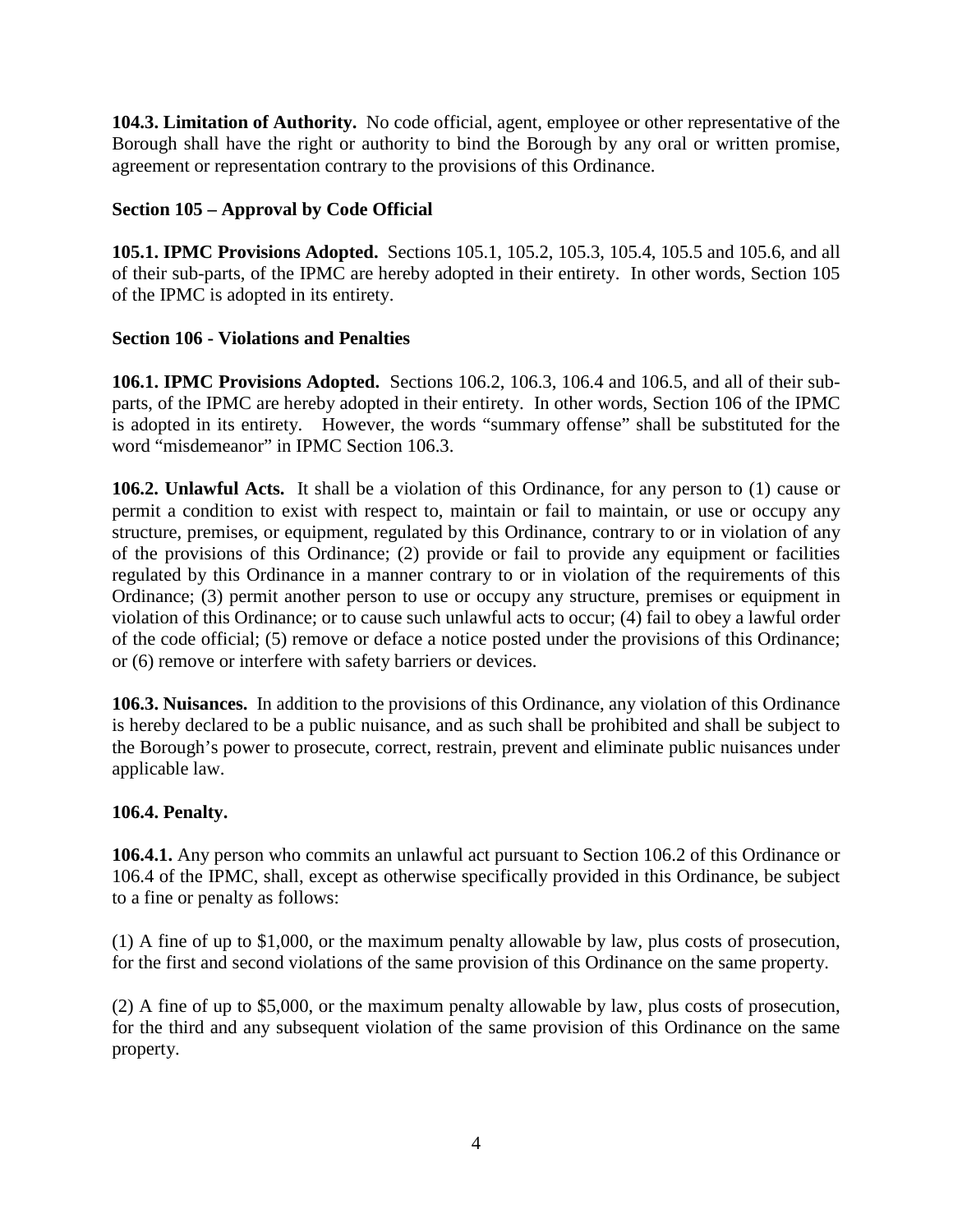**104.3. Limitation of Authority.** No code official, agent, employee or other representative of the Borough shall have the right or authority to bind the Borough by any oral or written promise, agreement or representation contrary to the provisions of this Ordinance.

**Section 105 – Approval by Code Official**

**105.1. IPMC Provisions Adopted.** Sections 105.1, 105.2, 105.3, 105.4, 105.5 and 105.6, and all of their sub-parts, of the IPMC are hereby adopted in their entirety. In other words, Section 105 of the IPMC is adopted in its entirety.

**Section 106 - Violations and Penalties**

**106.1. IPMC Provisions Adopted.** Sections 106.2, 106.3, 106.4 and 106.5, and all of their sub-parts, of the IPMC are hereby adopted in their entirety. In other words, Section 106 of the IPMC is adopted in its entirety. However, the words "summary offense" shall be substituted for the word "misdemeanor" in IPMC Section 106.3.

**106.2. Unlawful Acts.** It shall be a violation of this Ordinance, for any person to (1) cause or permit a condition to exist with respect to, maintain or fail to maintain, or use or occupy any structure, premises, or equipment, regulated by this Ordinance, contrary to or in violation of any of the provisions of this Ordinance; (2) provide or fail to provide any equipment or facilities regulated by this Ordinance in a manner contrary to or in violation of the requirements of this Ordinance; (3) permit another person to use or occupy any structure, premises or equipment in violation of this Ordinance; or to cause such unlawful acts to occur; (4) fail to obey a lawful order of the code official; (5) remove or deface a notice posted under the provisions of this Ordinance; or (6) remove or interfere with safety barriers or devices.

**106.3. Nuisances.** In addition to the provisions of this Ordinance, any violation of this Ordinance is hereby declared to be a public nuisance, and as such shall be prohibited and shall be subject to the Borough's power to prosecute, correct, restrain, prevent and eliminate public nuisances under applicable law.

**106.4. Penalty.**

**106.4.1.** Any person who commits an unlawful act pursuant to Section 106.2 of this Ordinance or 106.4 of the IPMC, shall, except as otherwise specifically provided in this Ordinance, be subject to a fine or penalty as follows:

(1) A fine of up to $1,000, or the maximum penalty allowable by law, plus costs of prosecution, for the first and second violations of the same provision of this Ordinance on the same property.

(2) A fine of up to $5,000, or the maximum penalty allowable by law, plus costs of prosecution, for the third and any subsequent violation of the same provision of this Ordinance on the same property.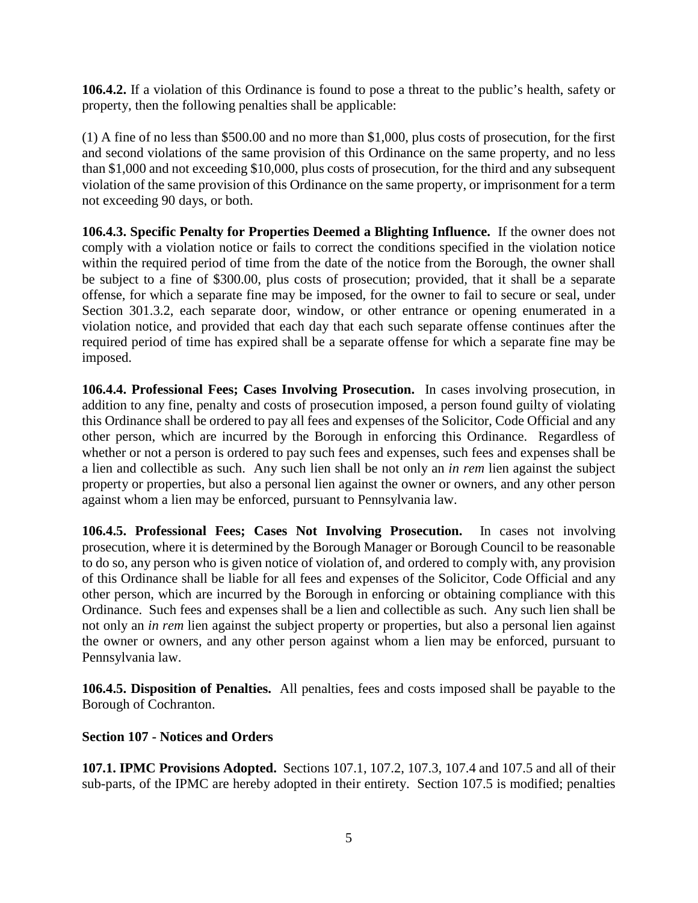**106.4.2.** If a violation of this Ordinance is found to pose a threat to the public's health, safety or property, then the following penalties shall be applicable:

(1) A fine of no less than $500.00 and no more than $1,000, plus costs of prosecution, for the first and second violations of the same provision of this Ordinance on the same property, and no less than $1,000 and not exceeding $10,000, plus costs of prosecution, for the third and any subsequent violation of the same provision of this Ordinance on the same property, or imprisonment for a term not exceeding 90 days, or both.

**106.4.3. Specific Penalty for Properties Deemed a Blighting Influence.** If the owner does not comply with a violation notice or fails to correct the conditions specified in the violation notice within the required period of time from the date of the notice from the Borough, the owner shall be subject to a fine of $300.00, plus costs of prosecution; provided, that it shall be a separate offense, for which a separate fine may be imposed, for the owner to fail to secure or seal, under Section 301.3.2, each separate door, window, or other entrance or opening enumerated in a violation notice, and provided that each day that each such separate offense continues after the required period of time has expired shall be a separate offense for which a separate fine may be imposed.

**106.4.4. Professional Fees; Cases Involving Prosecution.** In cases involving prosecution, in addition to any fine, penalty and costs of prosecution imposed, a person found guilty of violating this Ordinance shall be ordered to pay all fees and expenses of the Solicitor, Code Official and any other person, which are incurred by the Borough in enforcing this Ordinance. Regardless of whether or not a person is ordered to pay such fees and expenses, such fees and expenses shall be a lien and collectible as such. Any such lien shall be not only an *in rem* lien against the subject property or properties, but also a personal lien against the owner or owners, and any other person against whom a lien may be enforced, pursuant to Pennsylvania law.

**106.4.5. Professional Fees; Cases Not Involving Prosecution.** In cases not involving prosecution, where it is determined by the Borough Manager or Borough Council to be reasonable to do so, any person who is given notice of violation of, and ordered to comply with, any provision of this Ordinance shall be liable for all fees and expenses of the Solicitor, Code Official and any other person, which are incurred by the Borough in enforcing or obtaining compliance with this Ordinance. Such fees and expenses shall be a lien and collectible as such. Any such lien shall be not only an *in rem* lien against the subject property or properties, but also a personal lien against the owner or owners, and any other person against whom a lien may be enforced, pursuant to Pennsylvania law.

**106.4.5. Disposition of Penalties.** All penalties, fees and costs imposed shall be payable to the Borough of Cochranton.

**Section 107 - Notices and Orders**

**107.1. IPMC Provisions Adopted.** Sections 107.1, 107.2, 107.3, 107.4 and 107.5 and all of their sub-parts, of the IPMC are hereby adopted in their entirety. Section 107.5 is modified; penalties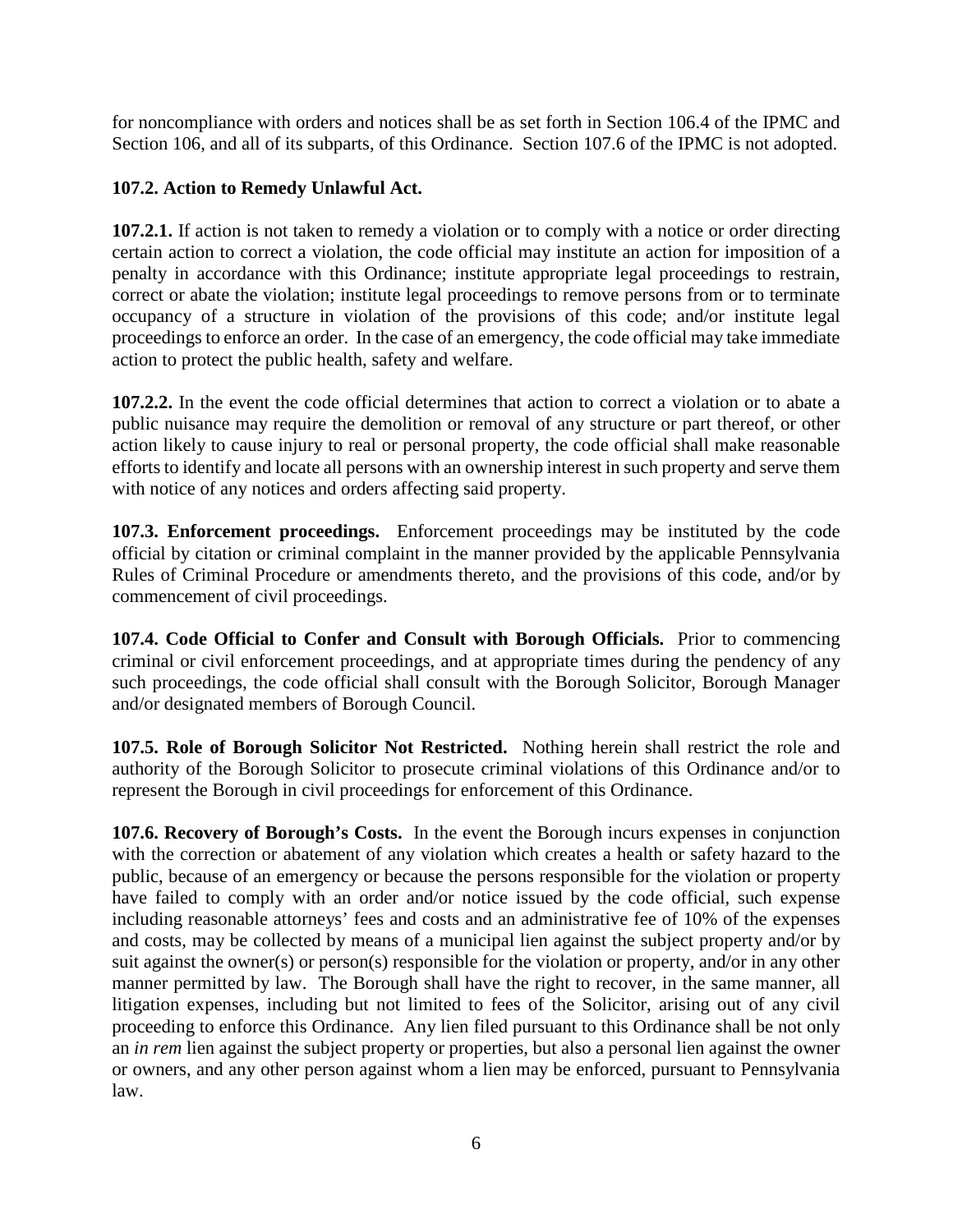for noncompliance with orders and notices shall be as set forth in Section 106.4 of the IPMC and Section 106, and all of its subparts, of this Ordinance. Section 107.6 of the IPMC is not adopted.

**107.2. Action to Remedy Unlawful Act.**

**107.2.1.** If action is not taken to remedy a violation or to comply with a notice or order directing certain action to correct a violation, the code official may institute an action for imposition of a penalty in accordance with this Ordinance; institute appropriate legal proceedings to restrain, correct or abate the violation; institute legal proceedings to remove persons from or to terminate occupancy of a structure in violation of the provisions of this code; and/or institute legal proceedings to enforce an order. In the case of an emergency, the code official may take immediate action to protect the public health, safety and welfare.

**107.2.2.** In the event the code official determines that action to correct a violation or to abate a public nuisance may require the demolition or removal of any structure or part thereof, or other action likely to cause injury to real or personal property, the code official shall make reasonable efforts to identify and locate all persons with an ownership interest in such property and serve them with notice of any notices and orders affecting said property.

**107.3. Enforcement proceedings.** Enforcement proceedings may be instituted by the code official by citation or criminal complaint in the manner provided by the applicable Pennsylvania Rules of Criminal Procedure or amendments thereto, and the provisions of this code, and/or by commencement of civil proceedings.

**107.4. Code Official to Confer and Consult with Borough Officials.** Prior to commencing criminal or civil enforcement proceedings, and at appropriate times during the pendency of any such proceedings, the code official shall consult with the Borough Solicitor, Borough Manager and/or designated members of Borough Council.

**107.5. Role of Borough Solicitor Not Restricted.** Nothing herein shall restrict the role and authority of the Borough Solicitor to prosecute criminal violations of this Ordinance and/or to represent the Borough in civil proceedings for enforcement of this Ordinance.

**107.6. Recovery of Borough's Costs.** In the event the Borough incurs expenses in conjunction with the correction or abatement of any violation which creates a health or safety hazard to the public, because of an emergency or because the persons responsible for the violation or property have failed to comply with an order and/or notice issued by the code official, such expense including reasonable attorneys' fees and costs and an administrative fee of 10% of the expenses and costs, may be collected by means of a municipal lien against the subject property and/or by suit against the owner(s) or person(s) responsible for the violation or property, and/or in any other manner permitted by law. The Borough shall have the right to recover, in the same manner, all litigation expenses, including but not limited to fees of the Solicitor, arising out of any civil proceeding to enforce this Ordinance. Any lien filed pursuant to this Ordinance shall be not only an *in rem* lien against the subject property or properties, but also a personal lien against the owner or owners, and any other person against whom a lien may be enforced, pursuant to Pennsylvania law.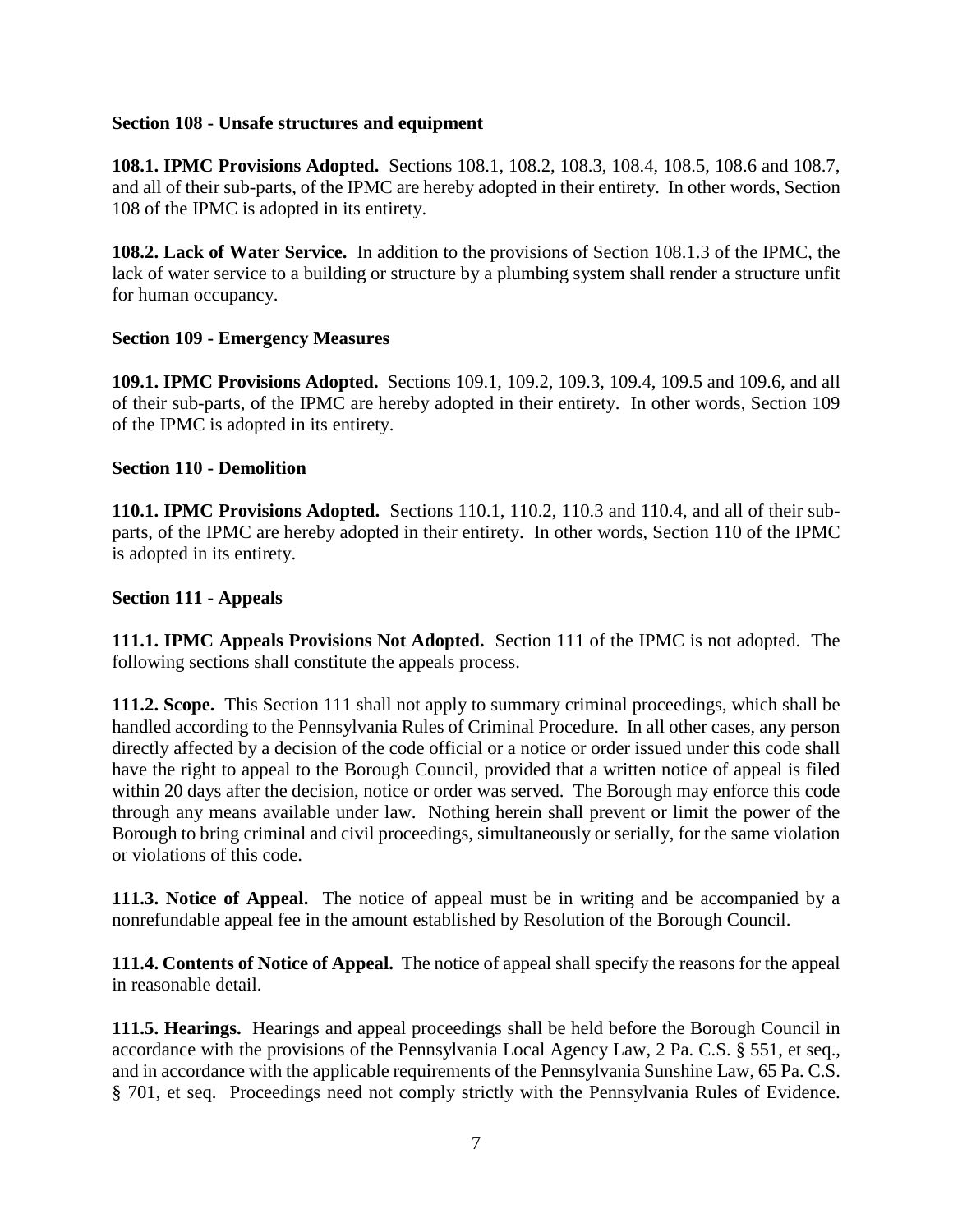### Section 108 - Unsafe structures and equipment

**108.1. IPMC Provisions Adopted.** Sections 108.1, 108.2, 108.3, 108.4, 108.5, 108.6 and 108.7, and all of their sub-parts, of the IPMC are hereby adopted in their entirety. In other words, Section 108 of the IPMC is adopted in its entirety.

**108.2. Lack of Water Service.** In addition to the provisions of Section 108.1.3 of the IPMC, the lack of water service to a building or structure by a plumbing system shall render a structure unfit for human occupancy.

### Section 109 - Emergency Measures

**109.1. IPMC Provisions Adopted.** Sections 109.1, 109.2, 109.3, 109.4, 109.5 and 109.6, and all of their sub-parts, of the IPMC are hereby adopted in their entirety. In other words, Section 109 of the IPMC is adopted in its entirety.

### Section 110 - Demolition

**110.1. IPMC Provisions Adopted.** Sections 110.1, 110.2, 110.3 and 110.4, and all of their sub-parts, of the IPMC are hereby adopted in their entirety. In other words, Section 110 of the IPMC is adopted in its entirety.

### Section 111 - Appeals

**111.1. IPMC Appeals Provisions Not Adopted.** Section 111 of the IPMC is not adopted. The following sections shall constitute the appeals process.

**111.2. Scope.** This Section 111 shall not apply to summary criminal proceedings, which shall be handled according to the Pennsylvania Rules of Criminal Procedure. In all other cases, any person directly affected by a decision of the code official or a notice or order issued under this code shall have the right to appeal to the Borough Council, provided that a written notice of appeal is filed within 20 days after the decision, notice or order was served. The Borough may enforce this code through any means available under law. Nothing herein shall prevent or limit the power of the Borough to bring criminal and civil proceedings, simultaneously or serially, for the same violation or violations of this code.

**111.3. Notice of Appeal.** The notice of appeal must be in writing and be accompanied by a nonrefundable appeal fee in the amount established by Resolution of the Borough Council.

**111.4. Contents of Notice of Appeal.** The notice of appeal shall specify the reasons for the appeal in reasonable detail.

**111.5. Hearings.** Hearings and appeal proceedings shall be held before the Borough Council in accordance with the provisions of the Pennsylvania Local Agency Law, 2 Pa. C.S. § 551, et seq., and in accordance with the applicable requirements of the Pennsylvania Sunshine Law, 65 Pa. C.S. § 701, et seq. Proceedings need not comply strictly with the Pennsylvania Rules of Evidence.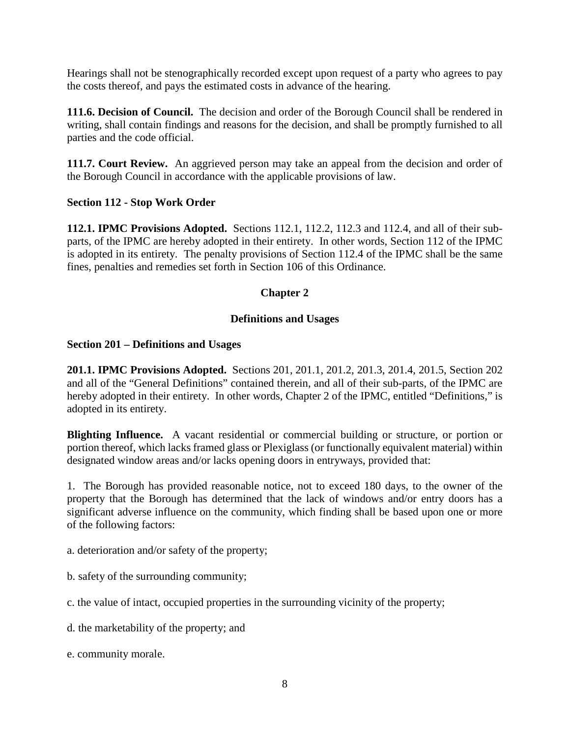Hearings shall not be stenographically recorded except upon request of a party who agrees to pay the costs thereof, and pays the estimated costs in advance of the hearing.

**111.6. Decision of Council.** The decision and order of the Borough Council shall be rendered in writing, shall contain findings and reasons for the decision, and shall be promptly furnished to all parties and the code official.

**111.7. Court Review.** An aggrieved person may take an appeal from the decision and order of the Borough Council in accordance with the applicable provisions of law.

### Section 112 - Stop Work Order

**112.1. IPMC Provisions Adopted.** Sections 112.1, 112.2, 112.3 and 112.4, and all of their sub-parts, of the IPMC are hereby adopted in their entirety. In other words, Section 112 of the IPMC is adopted in its entirety. The penalty provisions of Section 112.4 of the IPMC shall be the same fines, penalties and remedies set forth in Section 106 of this Ordinance.

## Chapter 2

## Definitions and Usages

### Section 201 – Definitions and Usages

**201.1. IPMC Provisions Adopted.** Sections 201, 201.1, 201.2, 201.3, 201.4, 201.5, Section 202 and all of the "General Definitions" contained therein, and all of their sub-parts, of the IPMC are hereby adopted in their entirety. In other words, Chapter 2 of the IPMC, entitled "Definitions," is adopted in its entirety.

**Blighting Influence.** A vacant residential or commercial building or structure, or portion or portion thereof, which lacks framed glass or Plexiglass (or functionally equivalent material) within designated window areas and/or lacks opening doors in entryways, provided that:

1. The Borough has provided reasonable notice, not to exceed 180 days, to the owner of the property that the Borough has determined that the lack of windows and/or entry doors has a significant adverse influence on the community, which finding shall be based upon one or more of the following factors:

a. deterioration and/or safety of the property;

b. safety of the surrounding community;

c. the value of intact, occupied properties in the surrounding vicinity of the property;

d. the marketability of the property; and

e. community morale.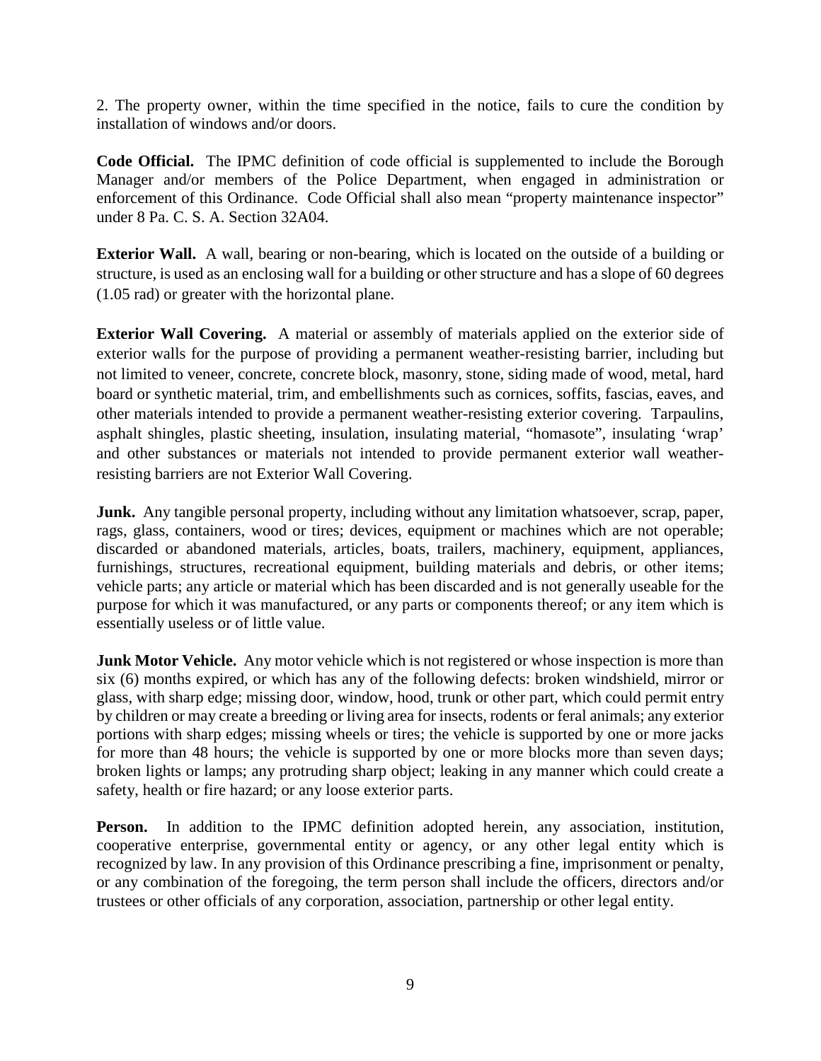2. The property owner, within the time specified in the notice, fails to cure the condition by installation of windows and/or doors.

**Code Official.** The IPMC definition of code official is supplemented to include the Borough Manager and/or members of the Police Department, when engaged in administration or enforcement of this Ordinance. Code Official shall also mean "property maintenance inspector" under 8 Pa. C. S. A. Section 32A04.

**Exterior Wall.** A wall, bearing or non-bearing, which is located on the outside of a building or structure, is used as an enclosing wall for a building or other structure and has a slope of 60 degrees (1.05 rad) or greater with the horizontal plane.

**Exterior Wall Covering.** A material or assembly of materials applied on the exterior side of exterior walls for the purpose of providing a permanent weather-resisting barrier, including but not limited to veneer, concrete, concrete block, masonry, stone, siding made of wood, metal, hard board or synthetic material, trim, and embellishments such as cornices, soffits, fascias, eaves, and other materials intended to provide a permanent weather-resisting exterior covering. Tarpaulins, asphalt shingles, plastic sheeting, insulation, insulating material, "homasote", insulating 'wrap' and other substances or materials not intended to provide permanent exterior wall weather-resisting barriers are not Exterior Wall Covering.

**Junk.** Any tangible personal property, including without any limitation whatsoever, scrap, paper, rags, glass, containers, wood or tires; devices, equipment or machines which are not operable; discarded or abandoned materials, articles, boats, trailers, machinery, equipment, appliances, furnishings, structures, recreational equipment, building materials and debris, or other items; vehicle parts; any article or material which has been discarded and is not generally useable for the purpose for which it was manufactured, or any parts or components thereof; or any item which is essentially useless or of little value.

**Junk Motor Vehicle.** Any motor vehicle which is not registered or whose inspection is more than six (6) months expired, or which has any of the following defects: broken windshield, mirror or glass, with sharp edge; missing door, window, hood, trunk or other part, which could permit entry by children or may create a breeding or living area for insects, rodents or feral animals; any exterior portions with sharp edges; missing wheels or tires; the vehicle is supported by one or more jacks for more than 48 hours; the vehicle is supported by one or more blocks more than seven days; broken lights or lamps; any protruding sharp object; leaking in any manner which could create a safety, health or fire hazard; or any loose exterior parts.

**Person.** In addition to the IPMC definition adopted herein, any association, institution, cooperative enterprise, governmental entity or agency, or any other legal entity which is recognized by law. In any provision of this Ordinance prescribing a fine, imprisonment or penalty, or any combination of the foregoing, the term person shall include the officers, directors and/or trustees or other officials of any corporation, association, partnership or other legal entity.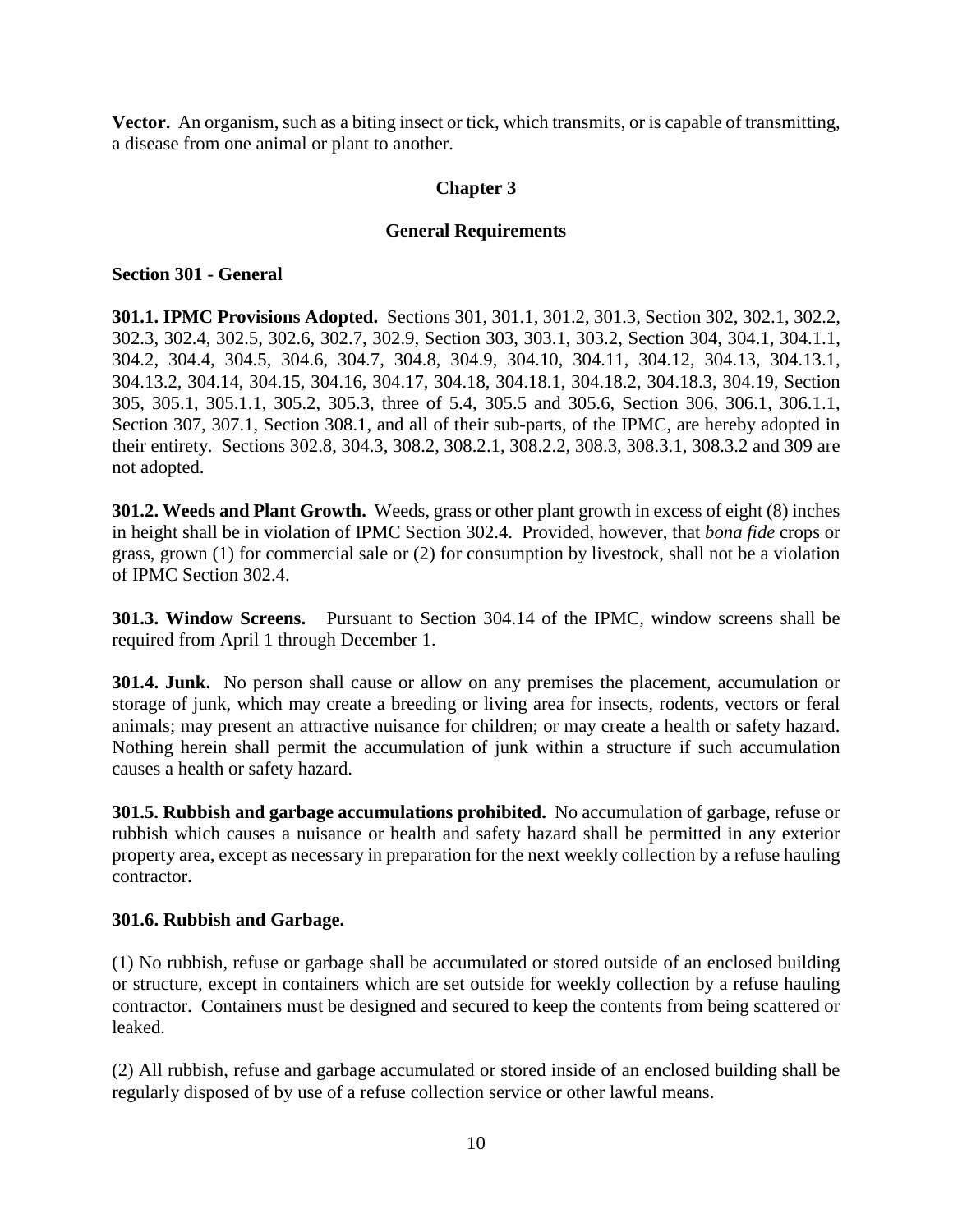**Vector.** An organism, such as a biting insect or tick, which transmits, or is capable of transmitting, a disease from one animal or plant to another.

## Chapter 3

## General Requirements

### Section 301 - General

**301.1. IPMC Provisions Adopted.** Sections 301, 301.1, 301.2, 301.3, Section 302, 302.1, 302.2, 302.3, 302.4, 302.5, 302.6, 302.7, 302.9, Section 303, 303.1, 303.2, Section 304, 304.1, 304.1.1, 304.2, 304.4, 304.5, 304.6, 304.7, 304.8, 304.9, 304.10, 304.11, 304.12, 304.13, 304.13.1, 304.13.2, 304.14, 304.15, 304.16, 304.17, 304.18, 304.18.1, 304.18.2, 304.18.3, 304.19, Section 305, 305.1, 305.1.1, 305.2, 305.3, three of 5.4, 305.5 and 305.6, Section 306, 306.1, 306.1.1, Section 307, 307.1, Section 308.1, and all of their sub-parts, of the IPMC, are hereby adopted in their entirety. Sections 302.8, 304.3, 308.2, 308.2.1, 308.2.2, 308.3, 308.3.1, 308.3.2 and 309 are not adopted.

**301.2. Weeds and Plant Growth.** Weeds, grass or other plant growth in excess of eight (8) inches in height shall be in violation of IPMC Section 302.4. Provided, however, that *bona fide* crops or grass, grown (1) for commercial sale or (2) for consumption by livestock, shall not be a violation of IPMC Section 302.4.

**301.3. Window Screens.** Pursuant to Section 304.14 of the IPMC, window screens shall be required from April 1 through December 1.

**301.4. Junk.** No person shall cause or allow on any premises the placement, accumulation or storage of junk, which may create a breeding or living area for insects, rodents, vectors or feral animals; may present an attractive nuisance for children; or may create a health or safety hazard. Nothing herein shall permit the accumulation of junk within a structure if such accumulation causes a health or safety hazard.

**301.5. Rubbish and garbage accumulations prohibited.** No accumulation of garbage, refuse or rubbish which causes a nuisance or health and safety hazard shall be permitted in any exterior property area, except as necessary in preparation for the next weekly collection by a refuse hauling contractor.

**301.6. Rubbish and Garbage.**

(1) No rubbish, refuse or garbage shall be accumulated or stored outside of an enclosed building or structure, except in containers which are set outside for weekly collection by a refuse hauling contractor. Containers must be designed and secured to keep the contents from being scattered or leaked.

(2) All rubbish, refuse and garbage accumulated or stored inside of an enclosed building shall be regularly disposed of by use of a refuse collection service or other lawful means.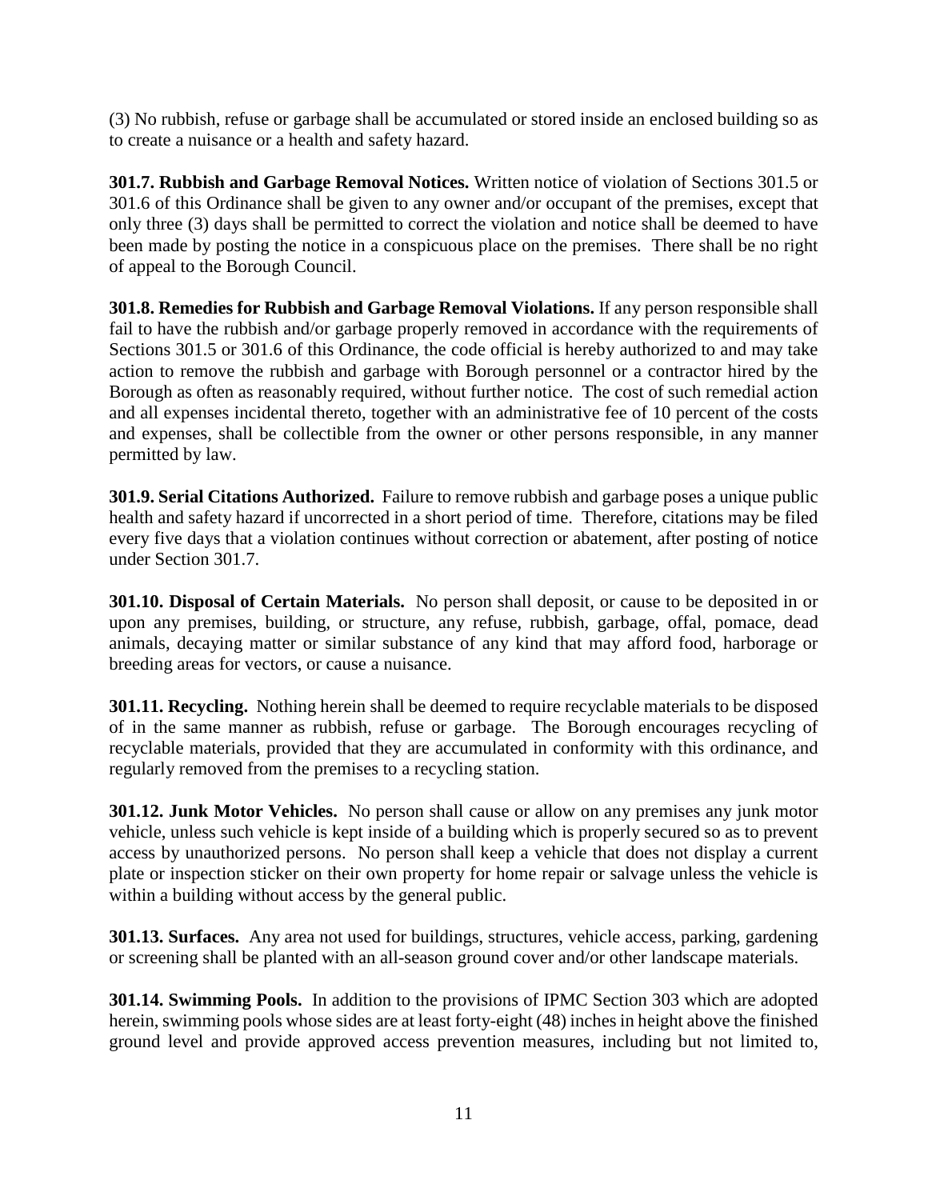(3) No rubbish, refuse or garbage shall be accumulated or stored inside an enclosed building so as to create a nuisance or a health and safety hazard.

**301.7. Rubbish and Garbage Removal Notices.** Written notice of violation of Sections 301.5 or 301.6 of this Ordinance shall be given to any owner and/or occupant of the premises, except that only three (3) days shall be permitted to correct the violation and notice shall be deemed to have been made by posting the notice in a conspicuous place on the premises. There shall be no right of appeal to the Borough Council.

**301.8. Remedies for Rubbish and Garbage Removal Violations.** If any person responsible shall fail to have the rubbish and/or garbage properly removed in accordance with the requirements of Sections 301.5 or 301.6 of this Ordinance, the code official is hereby authorized to and may take action to remove the rubbish and garbage with Borough personnel or a contractor hired by the Borough as often as reasonably required, without further notice. The cost of such remedial action and all expenses incidental thereto, together with an administrative fee of 10 percent of the costs and expenses, shall be collectible from the owner or other persons responsible, in any manner permitted by law.

**301.9. Serial Citations Authorized.** Failure to remove rubbish and garbage poses a unique public health and safety hazard if uncorrected in a short period of time. Therefore, citations may be filed every five days that a violation continues without correction or abatement, after posting of notice under Section 301.7.

**301.10. Disposal of Certain Materials.** No person shall deposit, or cause to be deposited in or upon any premises, building, or structure, any refuse, rubbish, garbage, offal, pomace, dead animals, decaying matter or similar substance of any kind that may afford food, harborage or breeding areas for vectors, or cause a nuisance.

**301.11. Recycling.** Nothing herein shall be deemed to require recyclable materials to be disposed of in the same manner as rubbish, refuse or garbage. The Borough encourages recycling of recyclable materials, provided that they are accumulated in conformity with this ordinance, and regularly removed from the premises to a recycling station.

**301.12. Junk Motor Vehicles.** No person shall cause or allow on any premises any junk motor vehicle, unless such vehicle is kept inside of a building which is properly secured so as to prevent access by unauthorized persons. No person shall keep a vehicle that does not display a current plate or inspection sticker on their own property for home repair or salvage unless the vehicle is within a building without access by the general public.

**301.13. Surfaces.** Any area not used for buildings, structures, vehicle access, parking, gardening or screening shall be planted with an all-season ground cover and/or other landscape materials.

**301.14. Swimming Pools.** In addition to the provisions of IPMC Section 303 which are adopted herein, swimming pools whose sides are at least forty-eight (48) inches in height above the finished ground level and provide approved access prevention measures, including but not limited to,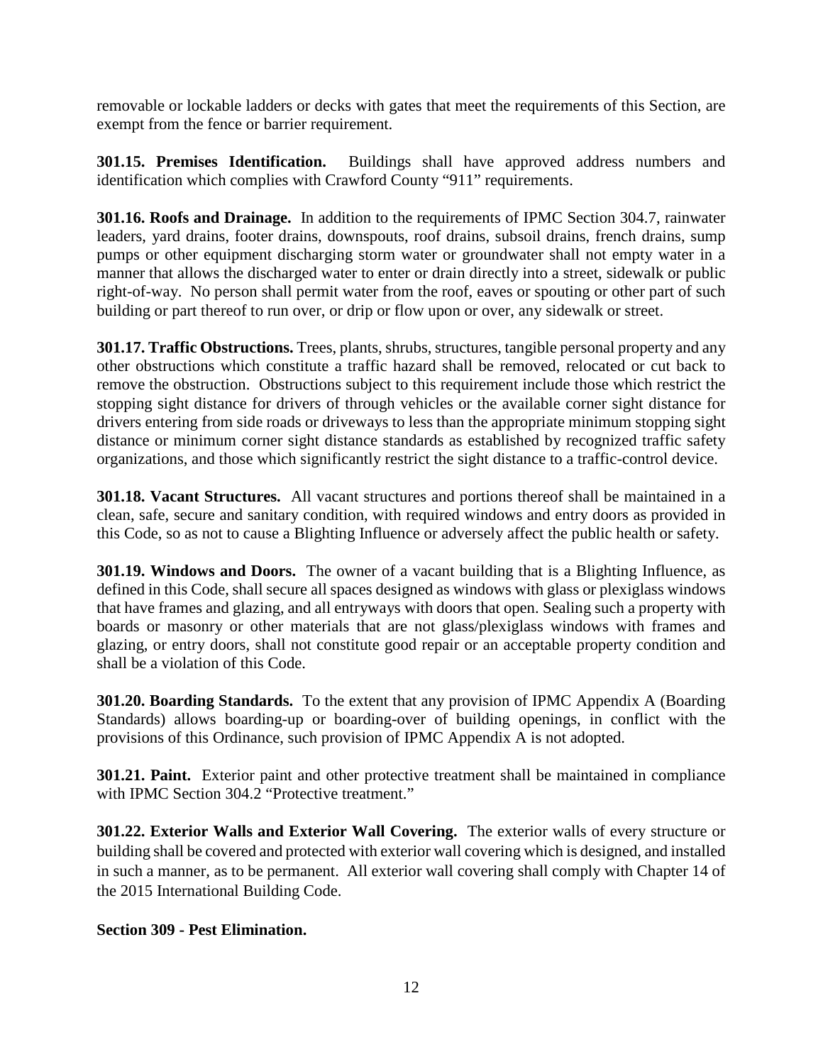removable or lockable ladders or decks with gates that meet the requirements of this Section, are exempt from the fence or barrier requirement.

**301.15. Premises Identification.** Buildings shall have approved address numbers and identification which complies with Crawford County "911" requirements.

**301.16. Roofs and Drainage.** In addition to the requirements of IPMC Section 304.7, rainwater leaders, yard drains, footer drains, downspouts, roof drains, subsoil drains, french drains, sump pumps or other equipment discharging storm water or groundwater shall not empty water in a manner that allows the discharged water to enter or drain directly into a street, sidewalk or public right-of-way. No person shall permit water from the roof, eaves or spouting or other part of such building or part thereof to run over, or drip or flow upon or over, any sidewalk or street.

**301.17. Traffic Obstructions.** Trees, plants, shrubs, structures, tangible personal property and any other obstructions which constitute a traffic hazard shall be removed, relocated or cut back to remove the obstruction. Obstructions subject to this requirement include those which restrict the stopping sight distance for drivers of through vehicles or the available corner sight distance for drivers entering from side roads or driveways to less than the appropriate minimum stopping sight distance or minimum corner sight distance standards as established by recognized traffic safety organizations, and those which significantly restrict the sight distance to a traffic-control device.

**301.18. Vacant Structures.** All vacant structures and portions thereof shall be maintained in a clean, safe, secure and sanitary condition, with required windows and entry doors as provided in this Code, so as not to cause a Blighting Influence or adversely affect the public health or safety.

**301.19. Windows and Doors.** The owner of a vacant building that is a Blighting Influence, as defined in this Code, shall secure all spaces designed as windows with glass or plexiglass windows that have frames and glazing, and all entryways with doors that open. Sealing such a property with boards or masonry or other materials that are not glass/plexiglass windows with frames and glazing, or entry doors, shall not constitute good repair or an acceptable property condition and shall be a violation of this Code.

**301.20. Boarding Standards.** To the extent that any provision of IPMC Appendix A (Boarding Standards) allows boarding-up or boarding-over of building openings, in conflict with the provisions of this Ordinance, such provision of IPMC Appendix A is not adopted.

**301.21. Paint.** Exterior paint and other protective treatment shall be maintained in compliance with IPMC Section 304.2 "Protective treatment."

**301.22. Exterior Walls and Exterior Wall Covering.** The exterior walls of every structure or building shall be covered and protected with exterior wall covering which is designed, and installed in such a manner, as to be permanent. All exterior wall covering shall comply with Chapter 14 of the 2015 International Building Code.

**Section 309 - Pest Elimination.**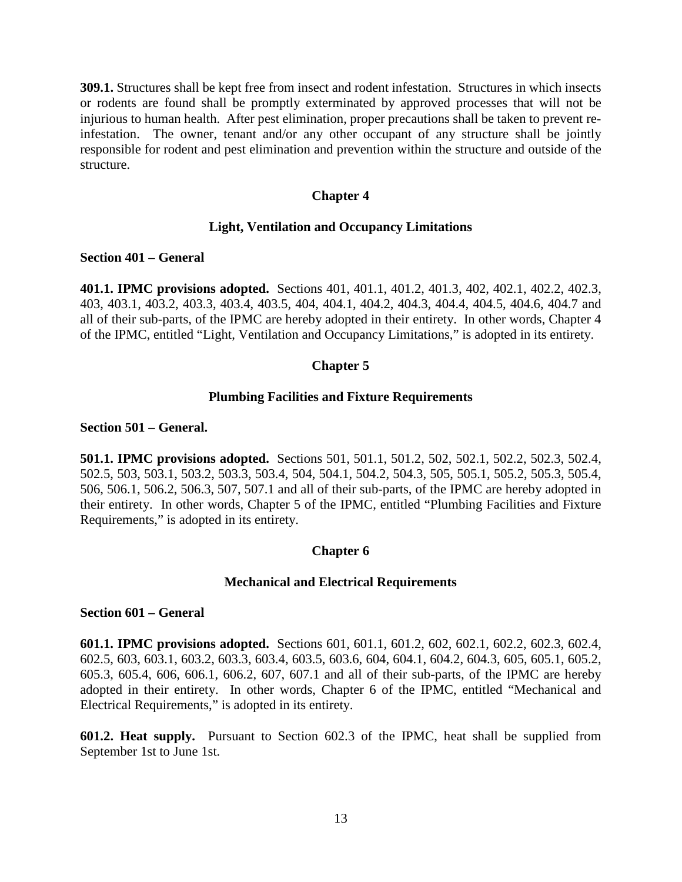**309.1.** Structures shall be kept free from insect and rodent infestation. Structures in which insects or rodents are found shall be promptly exterminated by approved processes that will not be injurious to human health. After pest elimination, proper precautions shall be taken to prevent re-infestation. The owner, tenant and/or any other occupant of any structure shall be jointly responsible for rodent and pest elimination and prevention within the structure and outside of the structure.

## Chapter 4

### Light, Ventilation and Occupancy Limitations

**Section 401 – General**

**401.1. IPMC provisions adopted.** Sections 401, 401.1, 401.2, 401.3, 402, 402.1, 402.2, 402.3, 403, 403.1, 403.2, 403.3, 403.4, 403.5, 404, 404.1, 404.2, 404.3, 404.4, 404.5, 404.6, 404.7 and all of their sub-parts, of the IPMC are hereby adopted in their entirety. In other words, Chapter 4 of the IPMC, entitled "Light, Ventilation and Occupancy Limitations," is adopted in its entirety.

## Chapter 5

### Plumbing Facilities and Fixture Requirements

**Section 501 – General.**

**501.1. IPMC provisions adopted.** Sections 501, 501.1, 501.2, 502, 502.1, 502.2, 502.3, 502.4, 502.5, 503, 503.1, 503.2, 503.3, 503.4, 504, 504.1, 504.2, 504.3, 505, 505.1, 505.2, 505.3, 505.4, 506, 506.1, 506.2, 506.3, 507, 507.1 and all of their sub-parts, of the IPMC are hereby adopted in their entirety. In other words, Chapter 5 of the IPMC, entitled "Plumbing Facilities and Fixture Requirements," is adopted in its entirety.

## Chapter 6

### Mechanical and Electrical Requirements

**Section 601 – General**

**601.1. IPMC provisions adopted.** Sections 601, 601.1, 601.2, 602, 602.1, 602.2, 602.3, 602.4, 602.5, 603, 603.1, 603.2, 603.3, 603.4, 603.5, 603.6, 604, 604.1, 604.2, 604.3, 605, 605.1, 605.2, 605.3, 605.4, 606, 606.1, 606.2, 607, 607.1 and all of their sub-parts, of the IPMC are hereby adopted in their entirety. In other words, Chapter 6 of the IPMC, entitled "Mechanical and Electrical Requirements," is adopted in its entirety.

**601.2. Heat supply.** Pursuant to Section 602.3 of the IPMC, heat shall be supplied from September 1st to June 1st.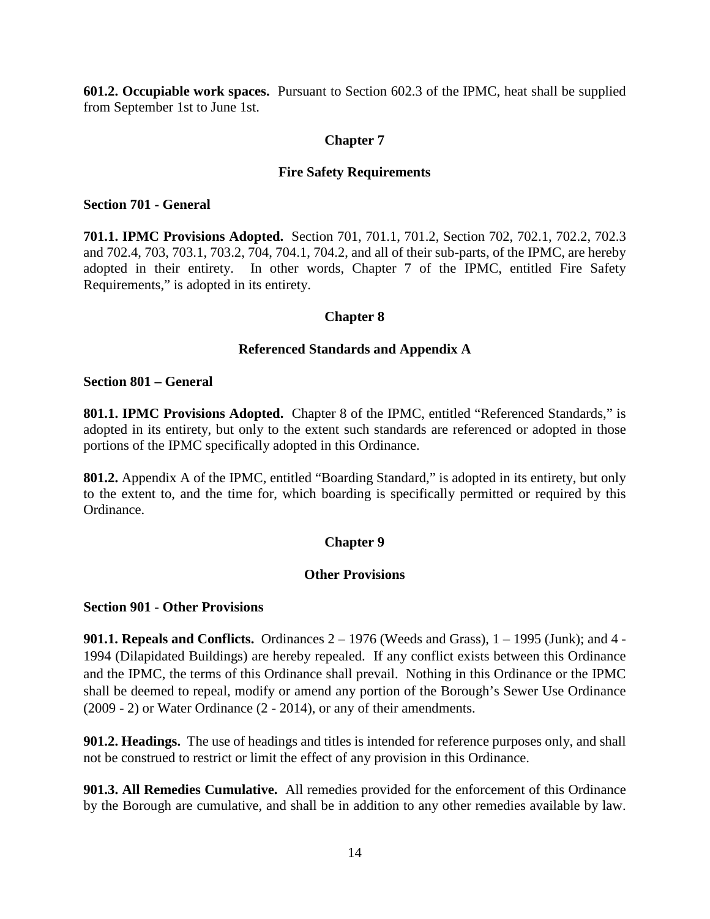**601.2. Occupiable work spaces.** Pursuant to Section 602.3 of the IPMC, heat shall be supplied from September 1st to June 1st.

## Chapter 7

## Fire Safety Requirements

**Section 701 - General**

**701.1. IPMC Provisions Adopted.** Section 701, 701.1, 701.2, Section 702, 702.1, 702.2, 702.3 and 702.4, 703, 703.1, 703.2, 704, 704.1, 704.2, and all of their sub-parts, of the IPMC, are hereby adopted in their entirety. In other words, Chapter 7 of the IPMC, entitled Fire Safety Requirements," is adopted in its entirety.

## Chapter 8

## Referenced Standards and Appendix A

**Section 801 – General**

**801.1. IPMC Provisions Adopted.** Chapter 8 of the IPMC, entitled "Referenced Standards," is adopted in its entirety, but only to the extent such standards are referenced or adopted in those portions of the IPMC specifically adopted in this Ordinance.

**801.2.** Appendix A of the IPMC, entitled "Boarding Standard," is adopted in its entirety, but only to the extent to, and the time for, which boarding is specifically permitted or required by this Ordinance.

## Chapter 9

## Other Provisions

**Section 901 - Other Provisions**

**901.1. Repeals and Conflicts.** Ordinances 2 – 1976 (Weeds and Grass), 1 – 1995 (Junk); and 4 - 1994 (Dilapidated Buildings) are hereby repealed. If any conflict exists between this Ordinance and the IPMC, the terms of this Ordinance shall prevail. Nothing in this Ordinance or the IPMC shall be deemed to repeal, modify or amend any portion of the Borough's Sewer Use Ordinance (2009 - 2) or Water Ordinance (2 - 2014), or any of their amendments.

**901.2. Headings.** The use of headings and titles is intended for reference purposes only, and shall not be construed to restrict or limit the effect of any provision in this Ordinance.

**901.3. All Remedies Cumulative.** All remedies provided for the enforcement of this Ordinance by the Borough are cumulative, and shall be in addition to any other remedies available by law.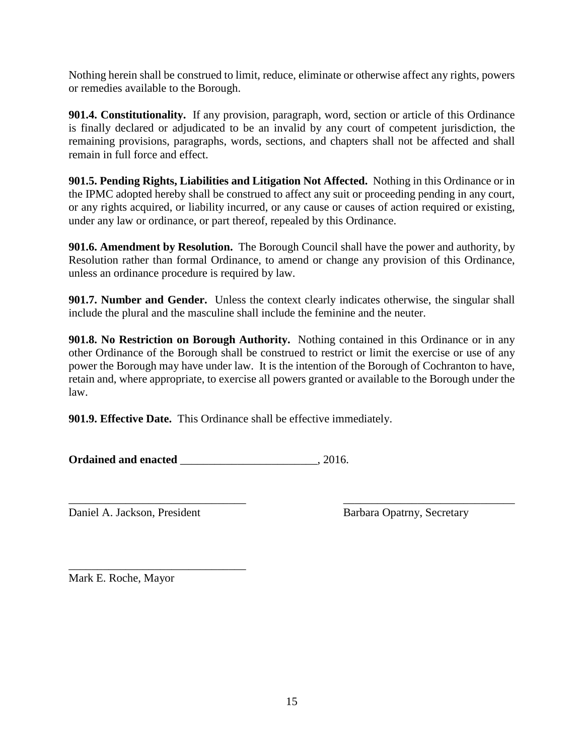Nothing herein shall be construed to limit, reduce, eliminate or otherwise affect any rights, powers or remedies available to the Borough.

**901.4. Constitutionality.** If any provision, paragraph, word, section or article of this Ordinance is finally declared or adjudicated to be an invalid by any court of competent jurisdiction, the remaining provisions, paragraphs, words, sections, and chapters shall not be affected and shall remain in full force and effect.

**901.5. Pending Rights, Liabilities and Litigation Not Affected.** Nothing in this Ordinance or in the IPMC adopted hereby shall be construed to affect any suit or proceeding pending in any court, or any rights acquired, or liability incurred, or any cause or causes of action required or existing, under any law or ordinance, or part thereof, repealed by this Ordinance.

**901.6. Amendment by Resolution.** The Borough Council shall have the power and authority, by Resolution rather than formal Ordinance, to amend or change any provision of this Ordinance, unless an ordinance procedure is required by law.

**901.7. Number and Gender.** Unless the context clearly indicates otherwise, the singular shall include the plural and the masculine shall include the feminine and the neuter.

**901.8. No Restriction on Borough Authority.** Nothing contained in this Ordinance or in any other Ordinance of the Borough shall be construed to restrict or limit the exercise or use of any power the Borough may have under law. It is the intention of the Borough of Cochranton to have, retain and, where appropriate, to exercise all powers granted or available to the Borough under the law.

**901.9. Effective Date.** This Ordinance shall be effective immediately.

**Ordained and enacted** ________________________, 2016.

_______________________________
Daniel A. Jackson, President

_______________________________
Barbara Opatrny, Secretary

_______________________________
Mark E. Roche, Mayor